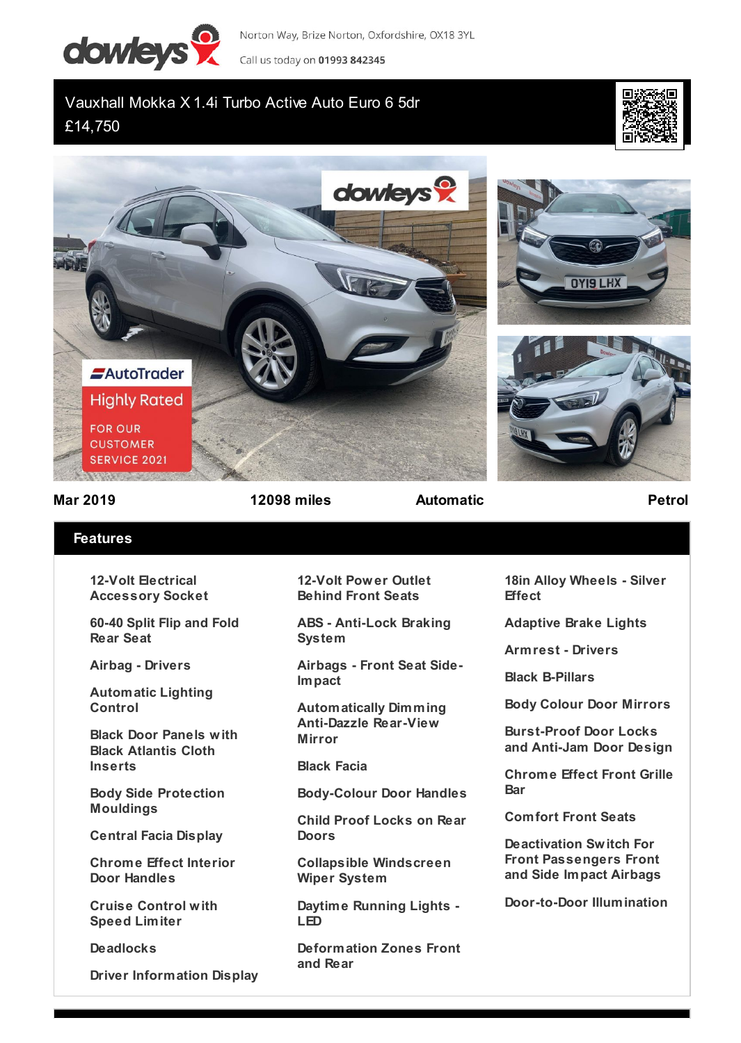Norton Way, Brize Norton, Oxfordshire, OX18 3YL

Call us today on **01993 842345**

# Vauxhall Mokka X 1.4i Turbo Active Auto Euro 6 5dr

£14,750

**Mar 2019** | **12098 miles** | **Automatic** | **Petrol**

## Features

- 12-Volt Electrical Accessory Socket
- 60-40 Split Flip and Fold Rear Seat
- Airbag - Drivers
- Automatic Lighting Control
- Black Door Panels with Black Atlantis Cloth Inserts
- Body Side Protection Mouldings
- Central Facia Display
- Chrome Effect Interior Door Handles
- Cruise Control with Speed Limiter
- Deadlocks
- Driver Information Display
- 12-Volt Power Outlet Behind Front Seats
- ABS - Anti-Lock Braking System
- Airbags - Front Seat Side-Impact
- Automatically Dimming Anti-Dazzle Rear-View Mirror
- Black Facia
- Body-Colour Door Handles
- Child Proof Locks on Rear Doors
- Collapsible Windscreen Wiper System
- Daytime Running Lights - LED
- Deformation Zones Front and Rear
- 18in Alloy Wheels - Silver Effect
- Adaptive Brake Lights
- Armrest - Drivers
- Black B-Pillars
- Body Colour Door Mirrors
- Burst-Proof Door Locks and Anti-Jam Door Design
- Chrome Effect Front Grille Bar
- Comfort Front Seats
- Deactivation Switch For Front Passengers Front and Side Impact Airbags
- Door-to-Door Illumination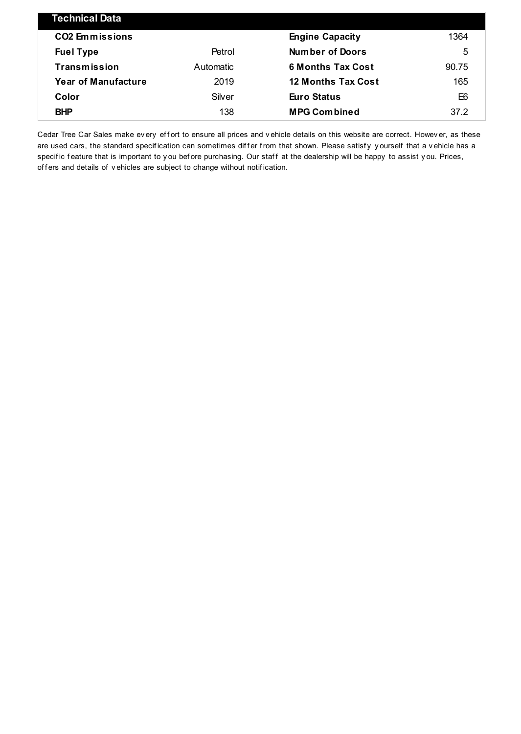## Technical Data

| | | | |
|---|---|---|---|
| **CO2 Emmissions** | | **Engine Capacity** | 1364 |
| **Fuel Type** | Petrol | **Number of Doors** | 5 |
| **Transmission** | Automatic | **6 Months Tax Cost** | 90.75 |
| **Year of Manufacture** | 2019 | **12 Months Tax Cost** | 165 |
| **Color** | Silver | **Euro Status** | E6 |
| **BHP** | 138 | **MPG Combined** | 37.2 |

Cedar Tree Car Sales make every effort to ensure all prices and vehicle details on this website are correct. However, as these are used cars, the standard specification can sometimes differ from that shown. Please satisfy yourself that a vehicle has a specific feature that is important to you before purchasing. Our staff at the dealership will be happy to assist you. Prices, offers and details of vehicles are subject to change without notification.